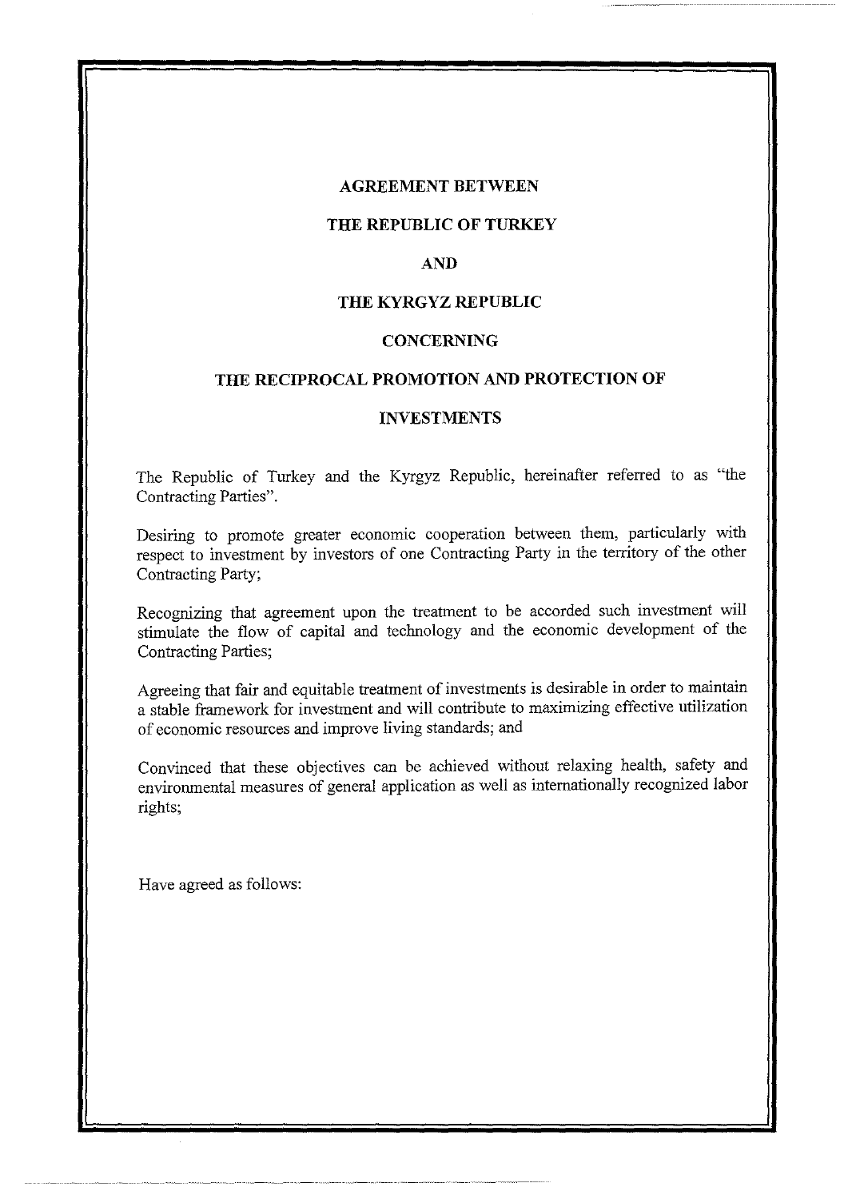# AGREEMENT BETWEEN THE REPUBLIC OF TURKEY AND THE KYRGYZ REPUBLIC CONCERNING THE RECIPROCAL PROMOTION AND PROTECTION OF INVESTMENTS

The Republic of Turkey and the Kyrgyz Republic, hereinafter referred to as "the Contracting Parties".

Desiring to promote greater economic cooperation between them, particularly with respect to investment by investors of one Contracting Party in the territory of the other Contracting Party;

Recognizing that agreement upon the treatment to be accorded such investment will stimulate the flow of capital and technology and the economic development of the Contracting Parties;

Agreeing that fair and equitable treatment of investments is desirable in order to maintain a stable framework for investment and will contribute to maximizing effective utilization of economic resources and improve living standards; and

Convinced that these objectives can be achieved without relaxing health, safety and environmental measures of general application as well as internationally recognized labor rights;

Have agreed as follows: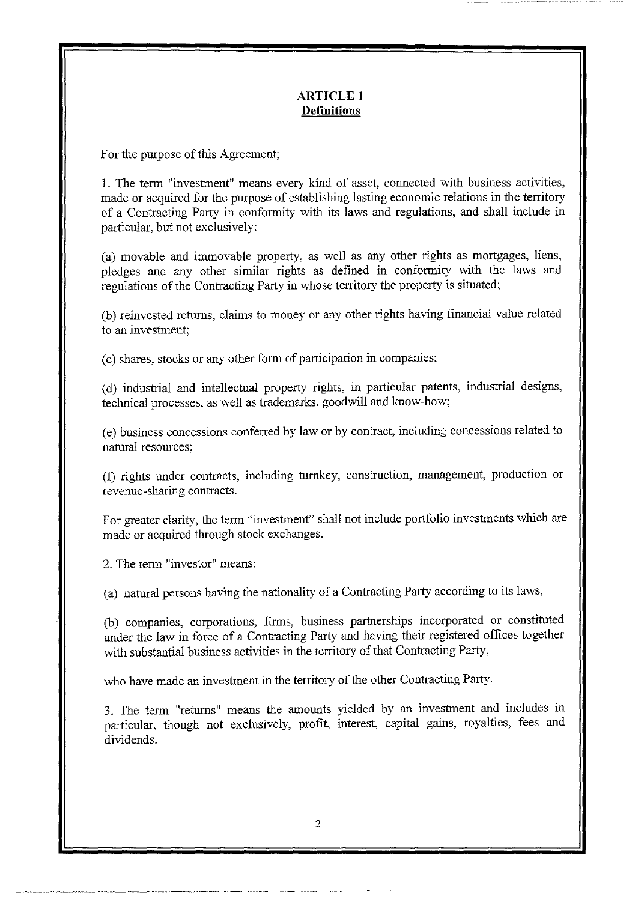## ARTICLE 1
## Definitions

For the purpose of this Agreement;

1. The term "investment" means every kind of asset, connected with business activities, made or acquired for the purpose of establishing lasting economic relations in the territory of a Contracting Party in conformity with its laws and regulations, and shall include in particular, but not exclusively:

(a) movable and immovable property, as well as any other rights as mortgages, liens, pledges and any other similar rights as defined in conformity with the laws and regulations of the Contracting Party in whose territory the property is situated;

(b) reinvested returns, claims to money or any other rights having financial value related to an investment;

(c) shares, stocks or any other form of participation in companies;

(d) industrial and intellectual property rights, in particular patents, industrial designs, technical processes, as well as trademarks, goodwill and know-how;

(e) business concessions conferred by law or by contract, including concessions related to natural resources;

(f) rights under contracts, including turnkey, construction, management, production or revenue-sharing contracts.

For greater clarity, the term "investment" shall not include portfolio investments which are made or acquired through stock exchanges.

2. The term "investor" means:

(a) natural persons having the nationality of a Contracting Party according to its laws,

(b) companies, corporations, firms, business partnerships incorporated or constituted under the law in force of a Contracting Party and having their registered offices together with substantial business activities in the territory of that Contracting Party,

who have made an investment in the territory of the other Contracting Party.

3. The term "returns" means the amounts yielded by an investment and includes in particular, though not exclusively, profit, interest, capital gains, royalties, fees and dividends.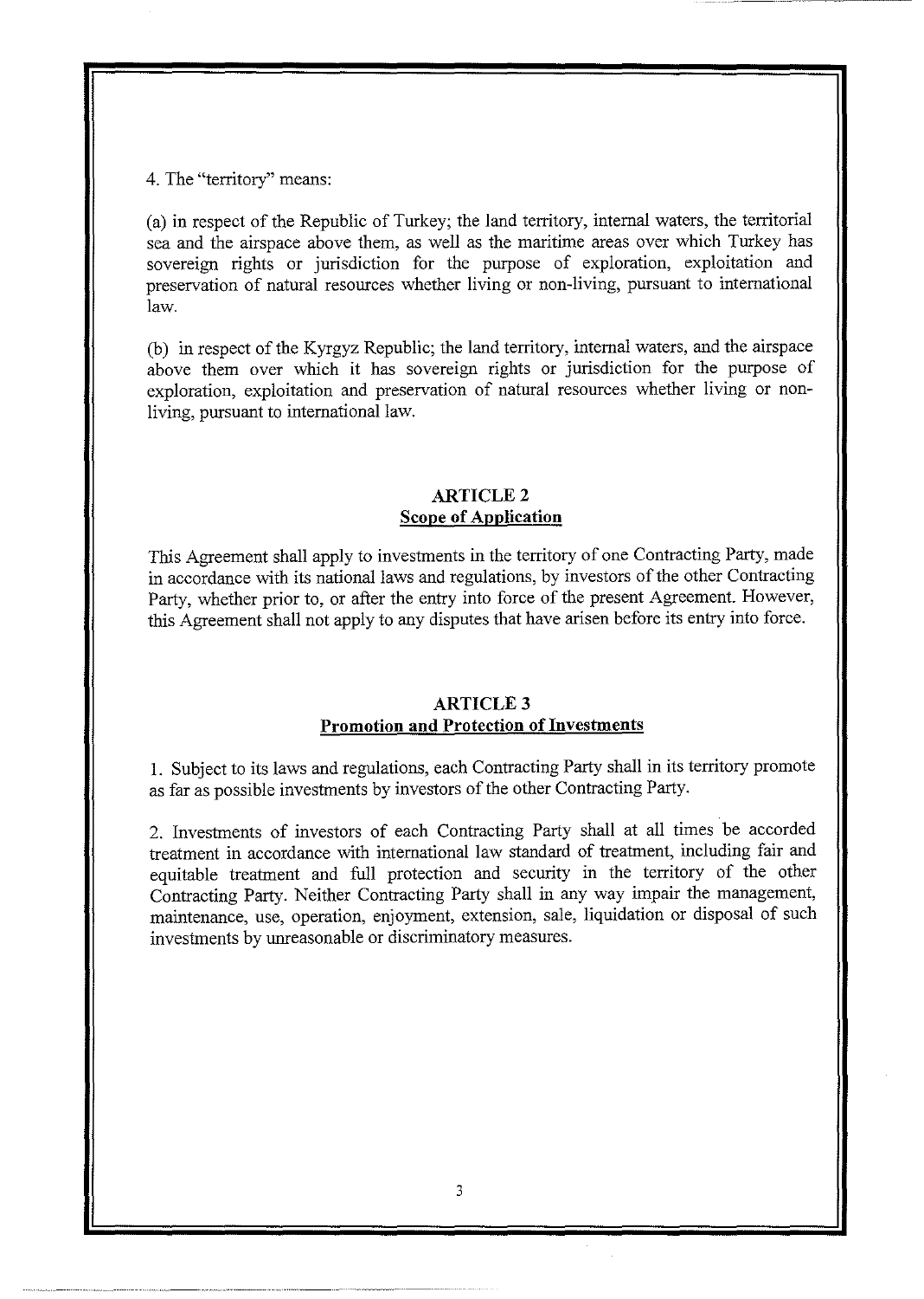4. The "territory" means:

(a) in respect of the Republic of Turkey; the land territory, internal waters, the territorial sea and the airspace above them, as well as the maritime areas over which Turkey has sovereign rights or jurisdiction for the purpose of exploration, exploitation and preservation of natural resources whether living or non-living, pursuant to international law.

(b) in respect of the Kyrgyz Republic; the land territory, internal waters, and the airspace above them over which it has sovereign rights or jurisdiction for the purpose of exploration, exploitation and preservation of natural resources whether living or non-living, pursuant to international law.

## ARTICLE 2
**Scope of Application**

This Agreement shall apply to investments in the territory of one Contracting Party, made in accordance with its national laws and regulations, by investors of the other Contracting Party, whether prior to, or after the entry into force of the present Agreement. However, this Agreement shall not apply to any disputes that have arisen before its entry into force.

## ARTICLE 3
**Promotion and Protection of Investments**

1. Subject to its laws and regulations, each Contracting Party shall in its territory promote as far as possible investments by investors of the other Contracting Party.

2. Investments of investors of each Contracting Party shall at all times be accorded treatment in accordance with international law standard of treatment, including fair and equitable treatment and full protection and security in the territory of the other Contracting Party. Neither Contracting Party shall in any way impair the management, maintenance, use, operation, enjoyment, extension, sale, liquidation or disposal of such investments by unreasonable or discriminatory measures.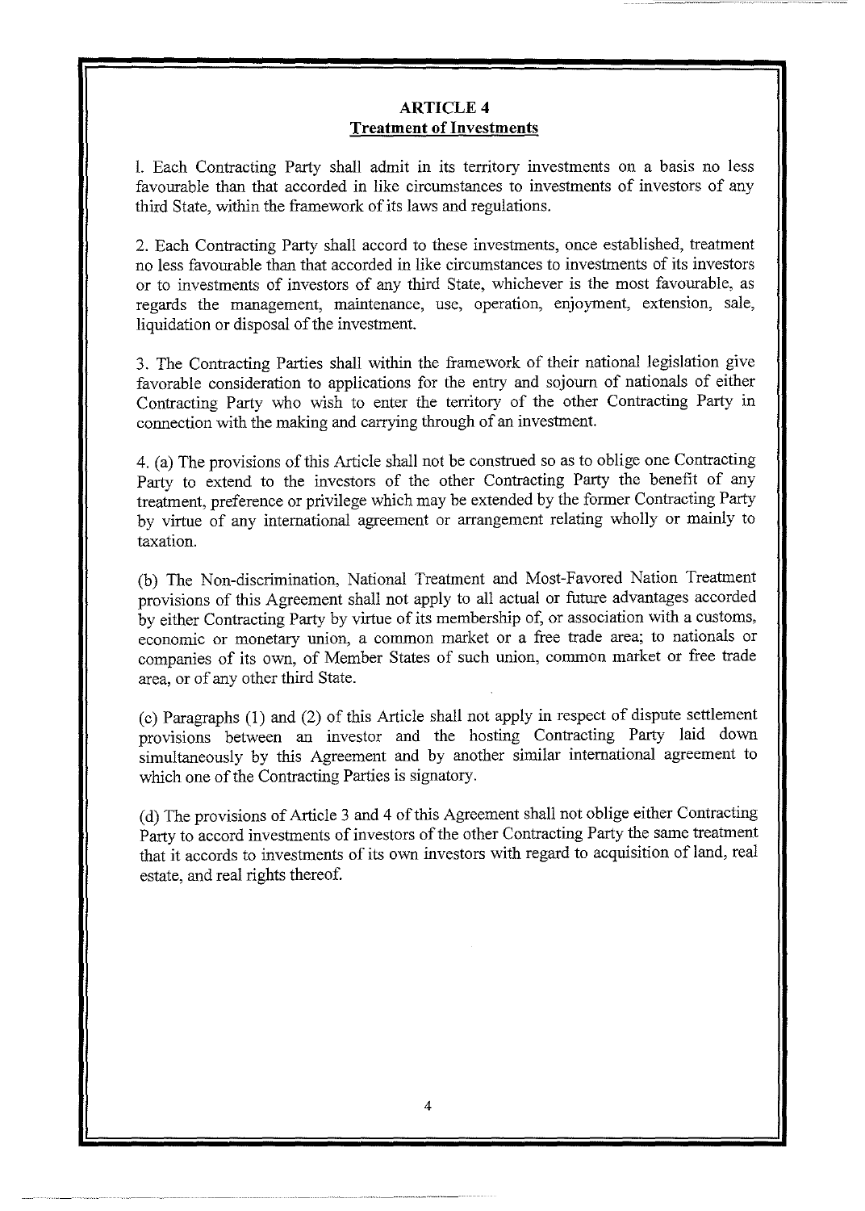## ARTICLE 4
## Treatment of Investments

1. Each Contracting Party shall admit in its territory investments on a basis no less favourable than that accorded in like circumstances to investments of investors of any third State, within the framework of its laws and regulations.

2. Each Contracting Party shall accord to these investments, once established, treatment no less favourable than that accorded in like circumstances to investments of its investors or to investments of investors of any third State, whichever is the most favourable, as regards the management, maintenance, use, operation, enjoyment, extension, sale, liquidation or disposal of the investment.

3. The Contracting Parties shall within the framework of their national legislation give favorable consideration to applications for the entry and sojourn of nationals of either Contracting Party who wish to enter the territory of the other Contracting Party in connection with the making and carrying through of an investment.

4. (a) The provisions of this Article shall not be construed so as to oblige one Contracting Party to extend to the investors of the other Contracting Party the benefit of any treatment, preference or privilege which may be extended by the former Contracting Party by virtue of any international agreement or arrangement relating wholly or mainly to taxation.

(b) The Non-discrimination, National Treatment and Most-Favored Nation Treatment provisions of this Agreement shall not apply to all actual or future advantages accorded by either Contracting Party by virtue of its membership of, or association with a customs, economic or monetary union, a common market or a free trade area; to nationals or companies of its own, of Member States of such union, common market or free trade area, or of any other third State.

(c) Paragraphs (1) and (2) of this Article shall not apply in respect of dispute settlement provisions between an investor and the hosting Contracting Party laid down simultaneously by this Agreement and by another similar international agreement to which one of the Contracting Parties is signatory.

(d) The provisions of Article 3 and 4 of this Agreement shall not oblige either Contracting Party to accord investments of investors of the other Contracting Party the same treatment that it accords to investments of its own investors with regard to acquisition of land, real estate, and real rights thereof.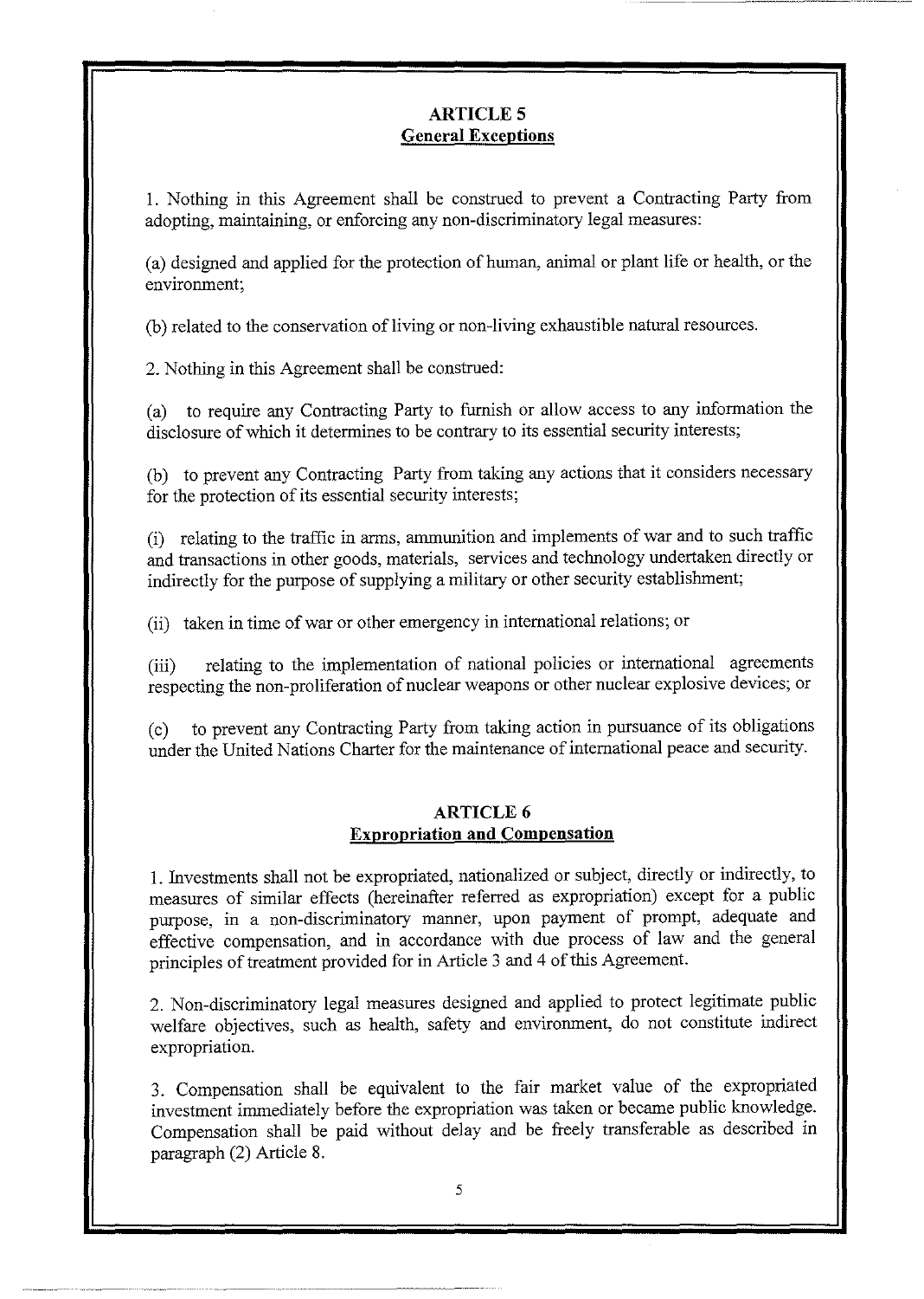## ARTICLE 5
## General Exceptions

1. Nothing in this Agreement shall be construed to prevent a Contracting Party from adopting, maintaining, or enforcing any non-discriminatory legal measures:

(a) designed and applied for the protection of human, animal or plant life or health, or the environment;

(b) related to the conservation of living or non-living exhaustible natural resources.

2. Nothing in this Agreement shall be construed:

(a) to require any Contracting Party to furnish or allow access to any information the disclosure of which it determines to be contrary to its essential security interests;

(b) to prevent any Contracting Party from taking any actions that it considers necessary for the protection of its essential security interests;

(i) relating to the traffic in arms, ammunition and implements of war and to such traffic and transactions in other goods, materials, services and technology undertaken directly or indirectly for the purpose of supplying a military or other security establishment;

(ii) taken in time of war or other emergency in international relations; or

(iii) relating to the implementation of national policies or international agreements respecting the non-proliferation of nuclear weapons or other nuclear explosive devices; or

(c) to prevent any Contracting Party from taking action in pursuance of its obligations under the United Nations Charter for the maintenance of international peace and security.

## ARTICLE 6
## Expropriation and Compensation

1. Investments shall not be expropriated, nationalized or subject, directly or indirectly, to measures of similar effects (hereinafter referred as expropriation) except for a public purpose, in a non-discriminatory manner, upon payment of prompt, adequate and effective compensation, and in accordance with due process of law and the general principles of treatment provided for in Article 3 and 4 of this Agreement.

2. Non-discriminatory legal measures designed and applied to protect legitimate public welfare objectives, such as health, safety and environment, do not constitute indirect expropriation.

3. Compensation shall be equivalent to the fair market value of the expropriated investment immediately before the expropriation was taken or became public knowledge. Compensation shall be paid without delay and be freely transferable as described in paragraph (2) Article 8.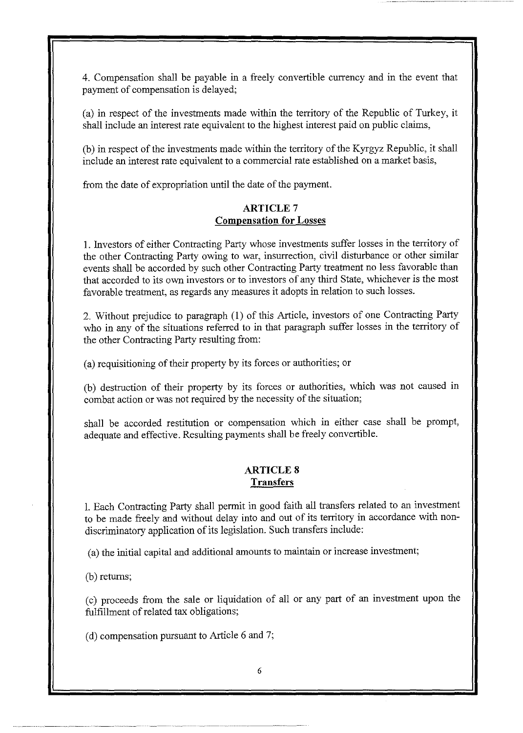4. Compensation shall be payable in a freely convertible currency and in the event that payment of compensation is delayed;

(a) in respect of the investments made within the territory of the Republic of Turkey, it shall include an interest rate equivalent to the highest interest paid on public claims,

(b) in respect of the investments made within the territory of the Kyrgyz Republic, it shall include an interest rate equivalent to a commercial rate established on a market basis,

from the date of expropriation until the date of the payment.

## ARTICLE 7
## Compensation for Losses

1. Investors of either Contracting Party whose investments suffer losses in the territory of the other Contracting Party owing to war, insurrection, civil disturbance or other similar events shall be accorded by such other Contracting Party treatment no less favorable than that accorded to its own investors or to investors of any third State, whichever is the most favorable treatment, as regards any measures it adopts in relation to such losses.

2. Without prejudice to paragraph (1) of this Article, investors of one Contracting Party who in any of the situations referred to in that paragraph suffer losses in the territory of the other Contracting Party resulting from:

(a) requisitioning of their property by its forces or authorities; or

(b) destruction of their property by its forces or authorities, which was not caused in combat action or was not required by the necessity of the situation;

shall be accorded restitution or compensation which in either case shall be prompt, adequate and effective. Resulting payments shall be freely convertible.

## ARTICLE 8
## Transfers

1. Each Contracting Party shall permit in good faith all transfers related to an investment to be made freely and without delay into and out of its territory in accordance with non-discriminatory application of its legislation. Such transfers include:

(a) the initial capital and additional amounts to maintain or increase investment;

(b) returns;

(c) proceeds from the sale or liquidation of all or any part of an investment upon the fulfillment of related tax obligations;

(d) compensation pursuant to Article 6 and 7;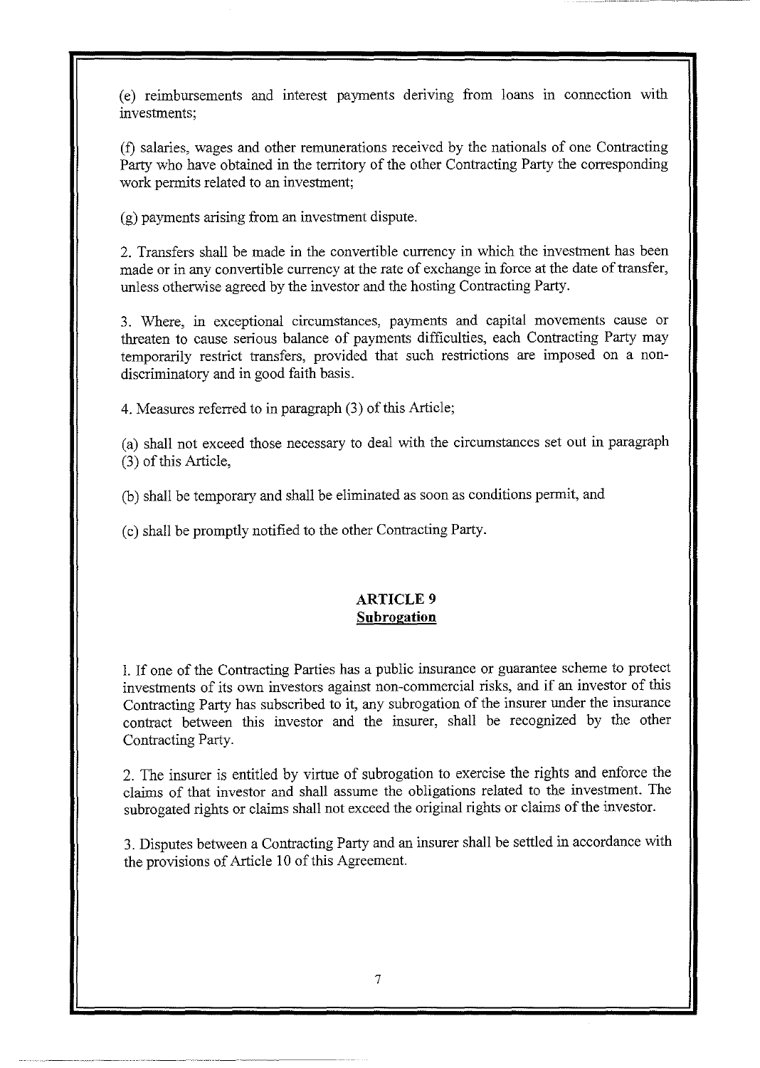(e) reimbursements and interest payments deriving from loans in connection with investments;

(f) salaries, wages and other remunerations received by the nationals of one Contracting Party who have obtained in the territory of the other Contracting Party the corresponding work permits related to an investment;

(g) payments arising from an investment dispute.

2. Transfers shall be made in the convertible currency in which the investment has been made or in any convertible currency at the rate of exchange in force at the date of transfer, unless otherwise agreed by the investor and the hosting Contracting Party.

3. Where, in exceptional circumstances, payments and capital movements cause or threaten to cause serious balance of payments difficulties, each Contracting Party may temporarily restrict transfers, provided that such restrictions are imposed on a non-discriminatory and in good faith basis.

4. Measures referred to in paragraph (3) of this Article;

(a) shall not exceed those necessary to deal with the circumstances set out in paragraph (3) of this Article,

(b) shall be temporary and shall be eliminated as soon as conditions permit, and

(c) shall be promptly notified to the other Contracting Party.

## ARTICLE 9
## Subrogation

1. If one of the Contracting Parties has a public insurance or guarantee scheme to protect investments of its own investors against non-commercial risks, and if an investor of this Contracting Party has subscribed to it, any subrogation of the insurer under the insurance contract between this investor and the insurer, shall be recognized by the other Contracting Party.

2. The insurer is entitled by virtue of subrogation to exercise the rights and enforce the claims of that investor and shall assume the obligations related to the investment. The subrogated rights or claims shall not exceed the original rights or claims of the investor.

3. Disputes between a Contracting Party and an insurer shall be settled in accordance with the provisions of Article 10 of this Agreement.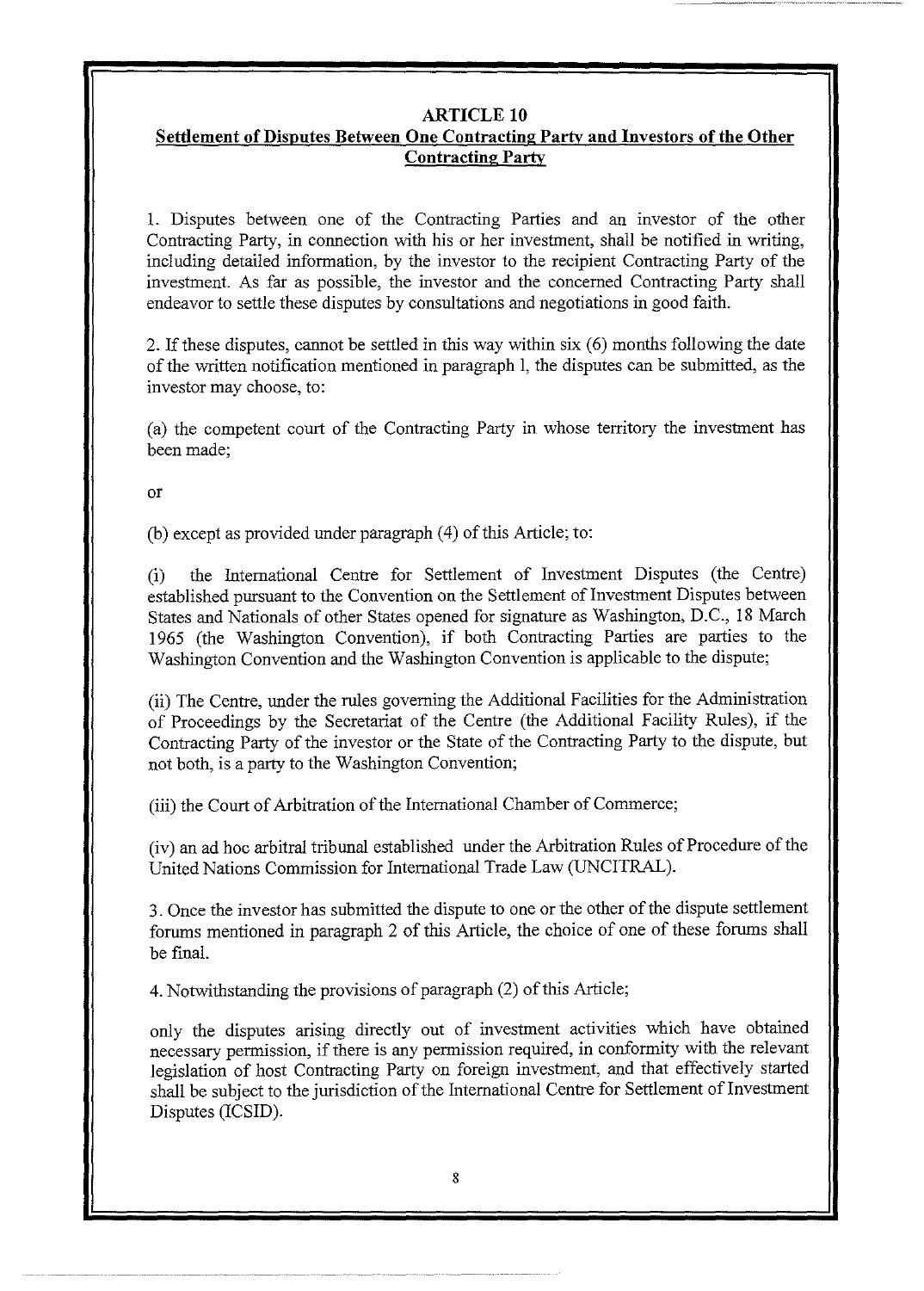## ARTICLE 10

**Settlement of Disputes Between One Contracting Party and Investors of the Other Contracting Party**

1. Disputes between one of the Contracting Parties and an investor of the other Contracting Party, in connection with his or her investment, shall be notified in writing, including detailed information, by the investor to the recipient Contracting Party of the investment. As far as possible, the investor and the concerned Contracting Party shall endeavor to settle these disputes by consultations and negotiations in good faith.

2. If these disputes, cannot be settled in this way within six (6) months following the date of the written notification mentioned in paragraph l, the disputes can be submitted, as the investor may choose, to:

(a) the competent court of the Contracting Party in whose territory the investment has been made;

or

(b) except as provided under paragraph (4) of this Article; to:

(i) the International Centre for Settlement of Investment Disputes (the Centre) established pursuant to the Convention on the Settlement of Investment Disputes between States and Nationals of other States opened for signature as Washington, D.C., 18 March 1965 (the Washington Convention), if both Contracting Parties are parties to the Washington Convention and the Washington Convention is applicable to the dispute;

(ii) The Centre, under the rules governing the Additional Facilities for the Administration of Proceedings by the Secretariat of the Centre (the Additional Facility Rules), if the Contracting Party of the investor or the State of the Contracting Party to the dispute, but not both, is a party to the Washington Convention;

(iii) the Court of Arbitration of the International Chamber of Commerce;

(iv) an ad hoc arbitral tribunal established under the Arbitration Rules of Procedure of the United Nations Commission for International Trade Law (UNCITRAL).

3. Once the investor has submitted the dispute to one or the other of the dispute settlement forums mentioned in paragraph 2 of this Article, the choice of one of these forums shall be final.

4. Notwithstanding the provisions of paragraph (2) of this Article;

only the disputes arising directly out of investment activities which have obtained necessary permission, if there is any permission required, in conformity with the relevant legislation of host Contracting Party on foreign investment, and that effectively started shall be subject to the jurisdiction of the International Centre for Settlement of Investment Disputes (ICSID).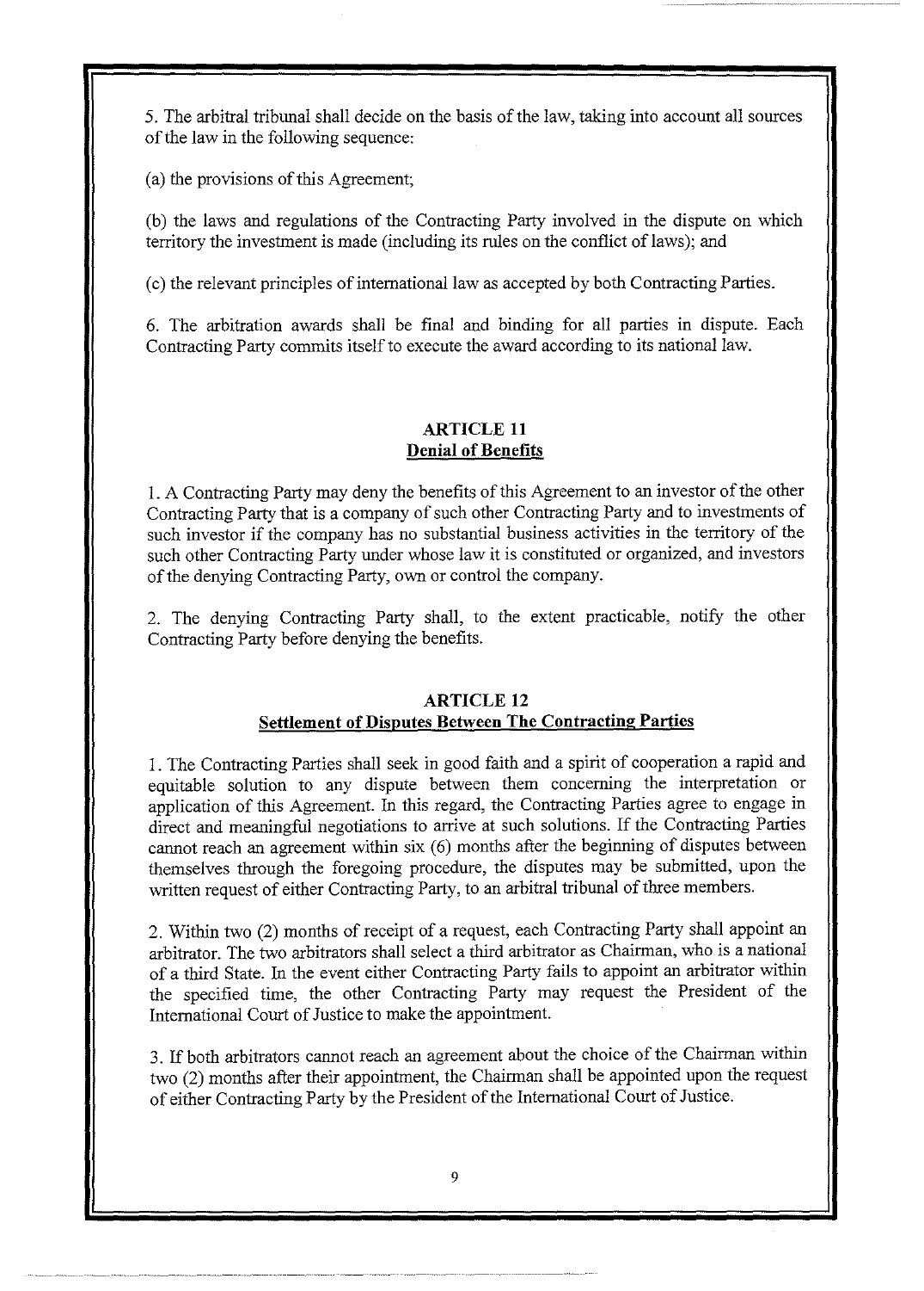5. The arbitral tribunal shall decide on the basis of the law, taking into account all sources of the law in the following sequence:

(a) the provisions of this Agreement;

(b) the laws and regulations of the Contracting Party involved in the dispute on which territory the investment is made (including its rules on the conflict of laws); and

(c) the relevant principles of international law as accepted by both Contracting Parties.

6. The arbitration awards shall be final and binding for all parties in dispute. Each Contracting Party commits itself to execute the award according to its national law.

## ARTICLE 11
### Denial of Benefits

1. A Contracting Party may deny the benefits of this Agreement to an investor of the other Contracting Party that is a company of such other Contracting Party and to investments of such investor if the company has no substantial business activities in the territory of the such other Contracting Party under whose law it is constituted or organized, and investors of the denying Contracting Party, own or control the company.

2. The denying Contracting Party shall, to the extent practicable, notify the other Contracting Party before denying the benefits.

## ARTICLE 12
### Settlement of Disputes Between The Contracting Parties

1. The Contracting Parties shall seek in good faith and a spirit of cooperation a rapid and equitable solution to any dispute between them concerning the interpretation or application of this Agreement. In this regard, the Contracting Parties agree to engage in direct and meaningful negotiations to arrive at such solutions. If the Contracting Parties cannot reach an agreement within six (6) months after the beginning of disputes between themselves through the foregoing procedure, the disputes may be submitted, upon the written request of either Contracting Party, to an arbitral tribunal of three members.

2. Within two (2) months of receipt of a request, each Contracting Party shall appoint an arbitrator. The two arbitrators shall select a third arbitrator as Chairman, who is a national of a third State. In the event either Contracting Party fails to appoint an arbitrator within the specified time, the other Contracting Party may request the President of the International Court of Justice to make the appointment.

3. If both arbitrators cannot reach an agreement about the choice of the Chairman within two (2) months after their appointment, the Chairman shall be appointed upon the request of either Contracting Party by the President of the International Court of Justice.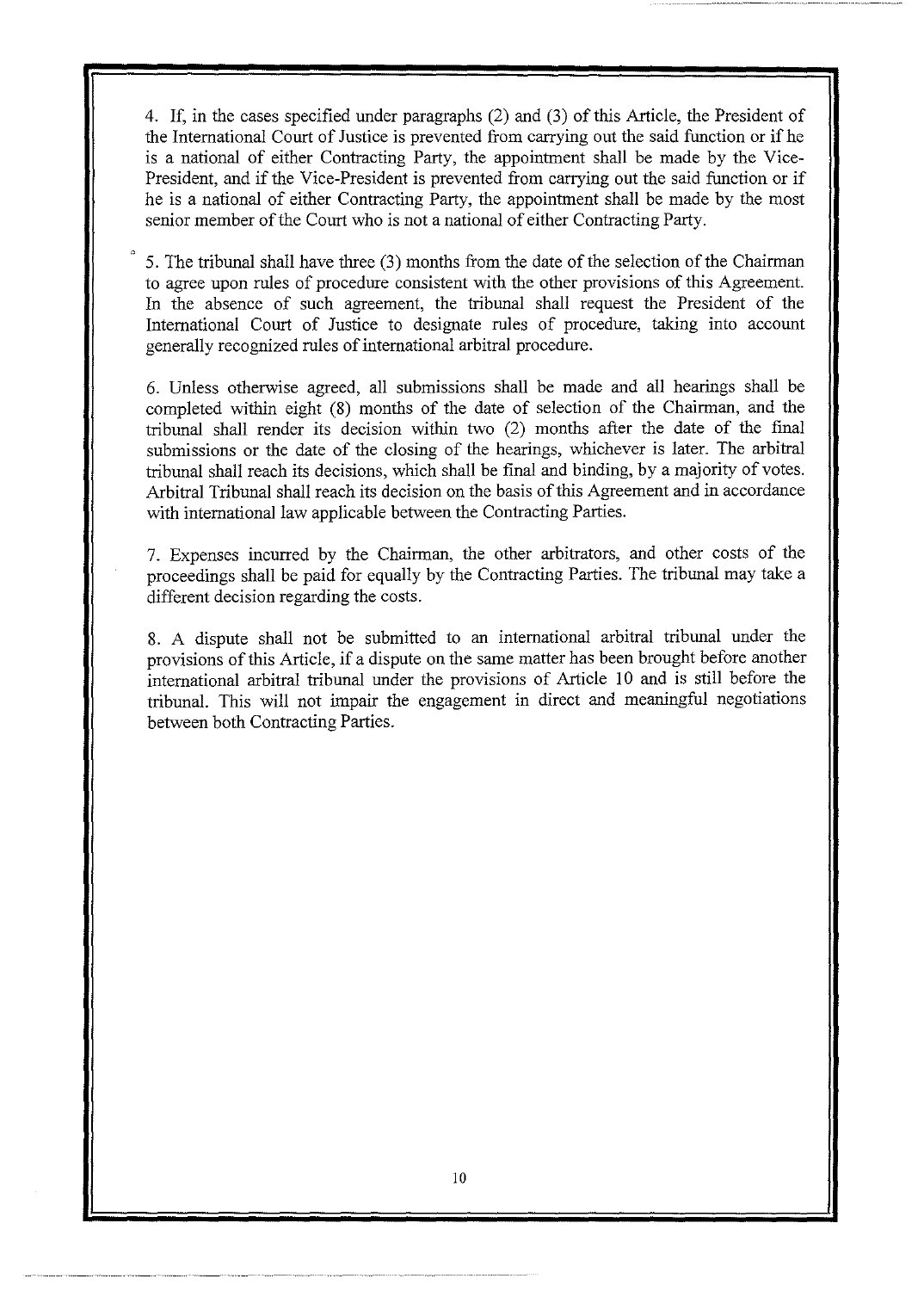4. If, in the cases specified under paragraphs (2) and (3) of this Article, the President of the International Court of Justice is prevented from carrying out the said function or if he is a national of either Contracting Party, the appointment shall be made by the Vice-President, and if the Vice-President is prevented from carrying out the said function or if he is a national of either Contracting Party, the appointment shall be made by the most senior member of the Court who is not a national of either Contracting Party.

5. The tribunal shall have three (3) months from the date of the selection of the Chairman to agree upon rules of procedure consistent with the other provisions of this Agreement. In the absence of such agreement, the tribunal shall request the President of the International Court of Justice to designate rules of procedure, taking into account generally recognized rules of international arbitral procedure.

6. Unless otherwise agreed, all submissions shall be made and all hearings shall be completed within eight (8) months of the date of selection of the Chairman, and the tribunal shall render its decision within two (2) months after the date of the final submissions or the date of the closing of the hearings, whichever is later. The arbitral tribunal shall reach its decisions, which shall be final and binding, by a majority of votes. Arbitral Tribunal shall reach its decision on the basis of this Agreement and in accordance with international law applicable between the Contracting Parties.

7. Expenses incurred by the Chairman, the other arbitrators, and other costs of the proceedings shall be paid for equally by the Contracting Parties. The tribunal may take a different decision regarding the costs.

8. A dispute shall not be submitted to an international arbitral tribunal under the provisions of this Article, if a dispute on the same matter has been brought before another international arbitral tribunal under the provisions of Article 10 and is still before the tribunal. This will not impair the engagement in direct and meaningful negotiations between both Contracting Parties.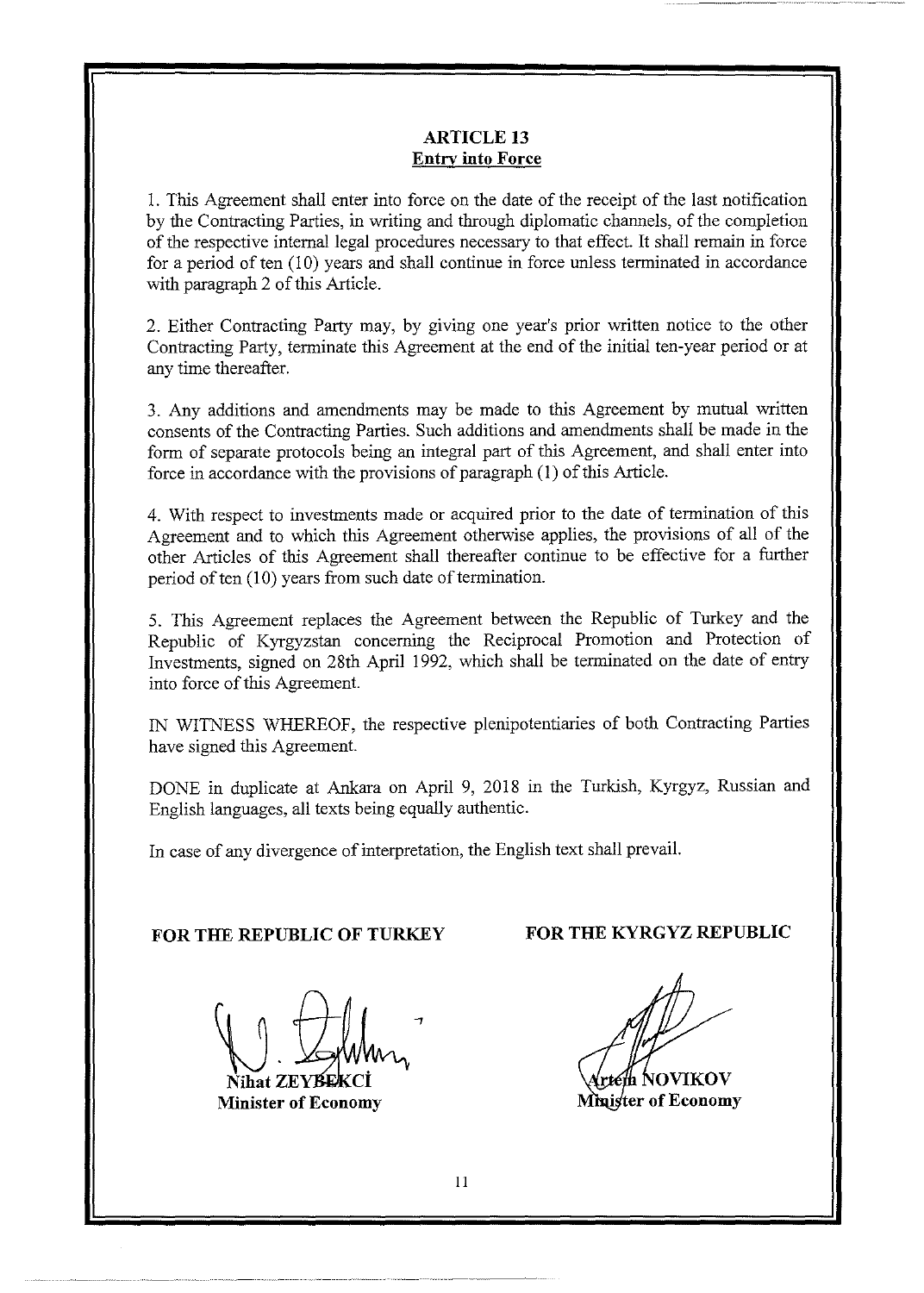## ARTICLE 13
**Entry into Force**

1. This Agreement shall enter into force on the date of the receipt of the last notification by the Contracting Parties, in writing and through diplomatic channels, of the completion of the respective internal legal procedures necessary to that effect. It shall remain in force for a period of ten (10) years and shall continue in force unless terminated in accordance with paragraph 2 of this Article.

2. Either Contracting Party may, by giving one year's prior written notice to the other Contracting Party, terminate this Agreement at the end of the initial ten-year period or at any time thereafter.

3. Any additions and amendments may be made to this Agreement by mutual written consents of the Contracting Parties. Such additions and amendments shall be made in the form of separate protocols being an integral part of this Agreement, and shall enter into force in accordance with the provisions of paragraph (1) of this Article.

4. With respect to investments made or acquired prior to the date of termination of this Agreement and to which this Agreement otherwise applies, the provisions of all of the other Articles of this Agreement shall thereafter continue to be effective for a further period of ten (10) years from such date of termination.

5. This Agreement replaces the Agreement between the Republic of Turkey and the Republic of Kyrgyzstan concerning the Reciprocal Promotion and Protection of Investments, signed on 28th April 1992, which shall be terminated on the date of entry into force of this Agreement.

IN WITNESS WHEREOF, the respective plenipotentiaries of both Contracting Parties have signed this Agreement.

DONE in duplicate at Ankara on April 9, 2018 in the Turkish, Kyrgyz, Russian and English languages, all texts being equally authentic.

In case of any divergence of interpretation, the English text shall prevail.

**FOR THE REPUBLIC OF TURKEY**

**Nihat ZEYBEKCİ**
**Minister of Economy**

**FOR THE KYRGYZ REPUBLIC**

**Artem NOVIKOV**
**Minister of Economy**